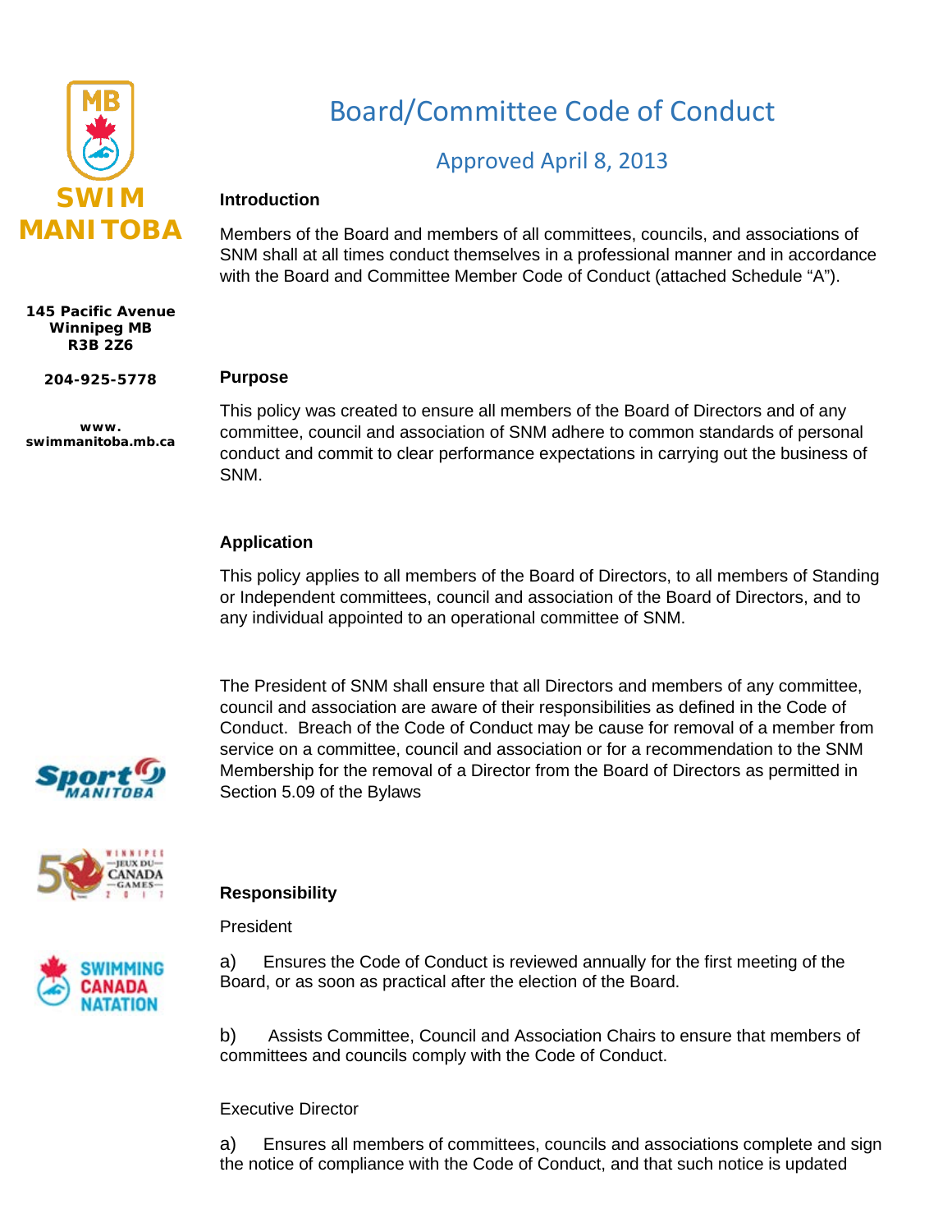SWIM MANITOBA

145 Pacific Avenue
Winnipeg MB
R3B 2Z6

204-925-5778

www.swimmanitoba.mb.ca

# Board/Committee Code of Conduct

## Approved April 8, 2013

### Introduction

Members of the Board and members of all committees, councils, and associations of SNM shall at all times conduct themselves in a professional manner and in accordance with the Board and Committee Member Code of Conduct (attached Schedule "A").

### Purpose

This policy was created to ensure all members of the Board of Directors and of any committee, council and association of SNM adhere to common standards of personal conduct and commit to clear performance expectations in carrying out the business of SNM.

### Application

This policy applies to all members of the Board of Directors, to all members of Standing or Independent committees, council and association of the Board of Directors, and to any individual appointed to an operational committee of SNM.

The President of SNM shall ensure that all Directors and members of any committee, council and association are aware of their responsibilities as defined in the Code of Conduct. Breach of the Code of Conduct may be cause for removal of a member from service on a committee, council and association or for a recommendation to the SNM Membership for the removal of a Director from the Board of Directors as permitted in Section 5.09 of the Bylaws

### Responsibility

President

a) Ensures the Code of Conduct is reviewed annually for the first meeting of the Board, or as soon as practical after the election of the Board.

b) Assists Committee, Council and Association Chairs to ensure that members of committees and councils comply with the Code of Conduct.

Executive Director

a) Ensures all members of committees, councils and associations complete and sign the notice of compliance with the Code of Conduct, and that such notice is updated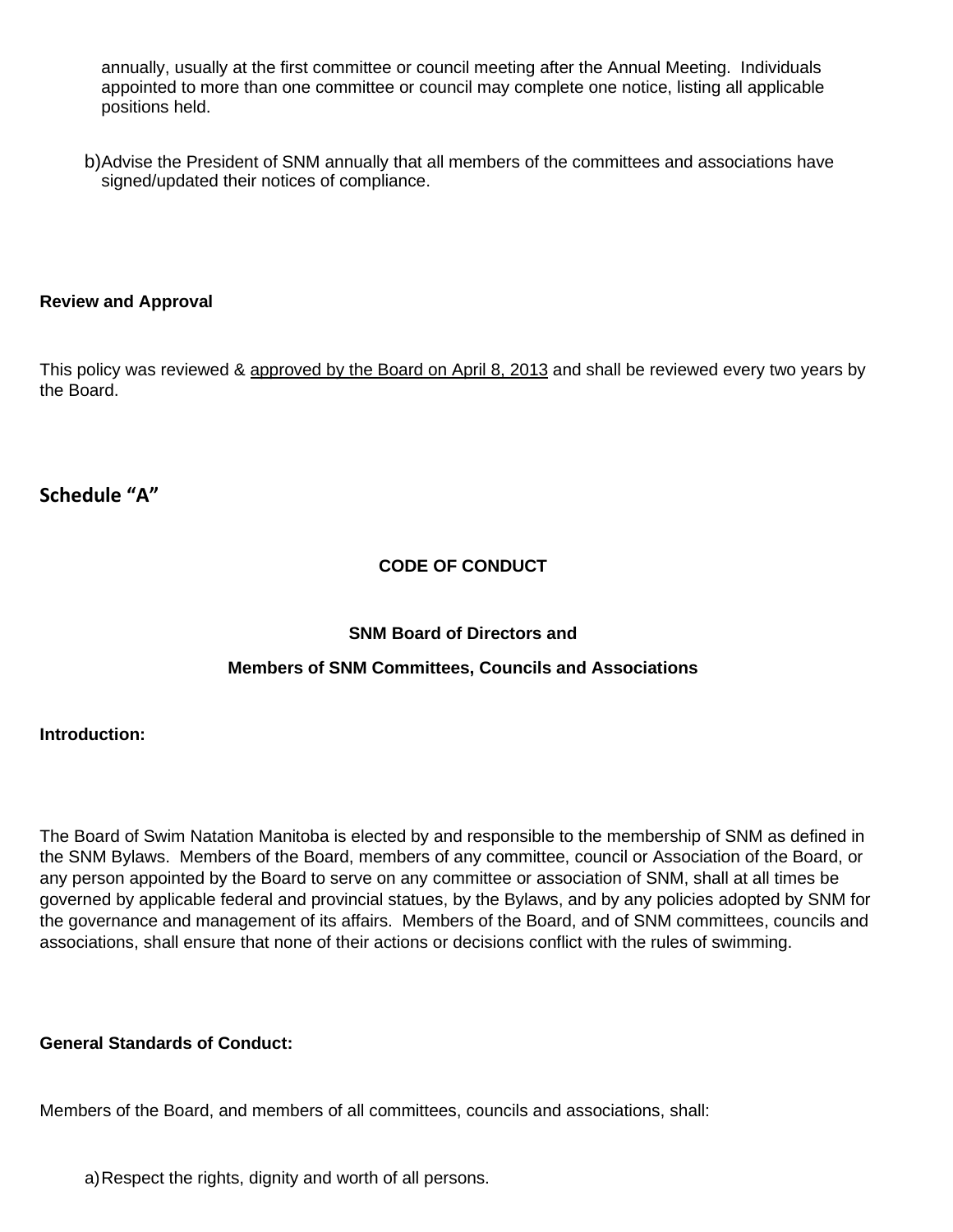annually, usually at the first committee or council meeting after the Annual Meeting. Individuals appointed to more than one committee or council may complete one notice, listing all applicable positions held.

b) Advise the President of SNM annually that all members of the committees and associations have signed/updated their notices of compliance.

**Review and Approval**

This policy was reviewed & <u>approved by the Board on April 8, 2013</u> and shall be reviewed every two years by the Board.

## Schedule "A"

**CODE OF CONDUCT**

**SNM Board of Directors and**

**Members of SNM Committees, Councils and Associations**

**Introduction:**

The Board of Swim Natation Manitoba is elected by and responsible to the membership of SNM as defined in the SNM Bylaws. Members of the Board, members of any committee, council or Association of the Board, or any person appointed by the Board to serve on any committee or association of SNM, shall at all times be governed by applicable federal and provincial statues, by the Bylaws, and by any policies adopted by SNM for the governance and management of its affairs. Members of the Board, and of SNM committees, councils and associations, shall ensure that none of their actions or decisions conflict with the rules of swimming.

**General Standards of Conduct:**

Members of the Board, and members of all committees, councils and associations, shall:

a) Respect the rights, dignity and worth of all persons.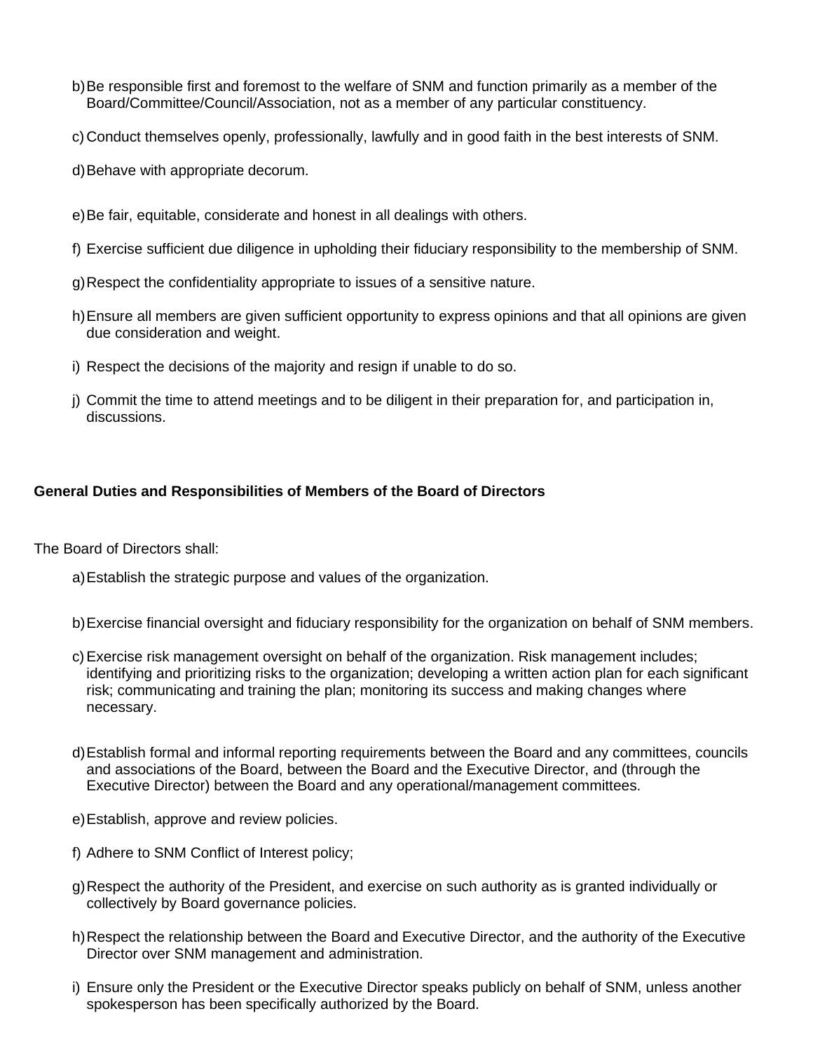b) Be responsible first and foremost to the welfare of SNM and function primarily as a member of the Board/Committee/Council/Association, not as a member of any particular constituency.

c) Conduct themselves openly, professionally, lawfully and in good faith in the best interests of SNM.

d) Behave with appropriate decorum.

e) Be fair, equitable, considerate and honest in all dealings with others.

f) Exercise sufficient due diligence in upholding their fiduciary responsibility to the membership of SNM.

g) Respect the confidentiality appropriate to issues of a sensitive nature.

h) Ensure all members are given sufficient opportunity to express opinions and that all opinions are given due consideration and weight.

i) Respect the decisions of the majority and resign if unable to do so.

j) Commit the time to attend meetings and to be diligent in their preparation for, and participation in, discussions.

**General Duties and Responsibilities of Members of the Board of Directors**

The Board of Directors shall:

a) Establish the strategic purpose and values of the organization.

b) Exercise financial oversight and fiduciary responsibility for the organization on behalf of SNM members.

c) Exercise risk management oversight on behalf of the organization. Risk management includes; identifying and prioritizing risks to the organization; developing a written action plan for each significant risk; communicating and training the plan; monitoring its success and making changes where necessary.

d) Establish formal and informal reporting requirements between the Board and any committees, councils and associations of the Board, between the Board and the Executive Director, and (through the Executive Director) between the Board and any operational/management committees.

e) Establish, approve and review policies.

f) Adhere to SNM Conflict of Interest policy;

g) Respect the authority of the President, and exercise on such authority as is granted individually or collectively by Board governance policies.

h) Respect the relationship between the Board and Executive Director, and the authority of the Executive Director over SNM management and administration.

i) Ensure only the President or the Executive Director speaks publicly on behalf of SNM, unless another spokesperson has been specifically authorized by the Board.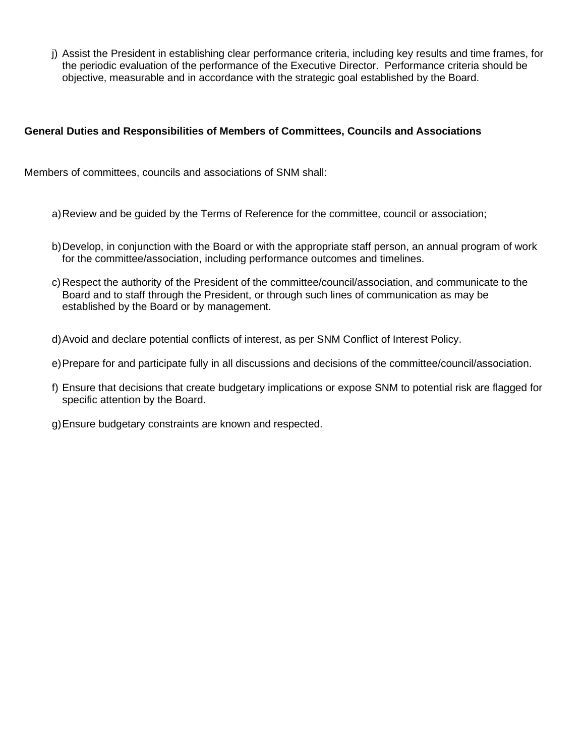j) Assist the President in establishing clear performance criteria, including key results and time frames, for the periodic evaluation of the performance of the Executive Director. Performance criteria should be objective, measurable and in accordance with the strategic goal established by the Board.

**General Duties and Responsibilities of Members of Committees, Councils and Associations**

Members of committees, councils and associations of SNM shall:

a) Review and be guided by the Terms of Reference for the committee, council or association;

b) Develop, in conjunction with the Board or with the appropriate staff person, an annual program of work for the committee/association, including performance outcomes and timelines.

c) Respect the authority of the President of the committee/council/association, and communicate to the Board and to staff through the President, or through such lines of communication as may be established by the Board or by management.

d) Avoid and declare potential conflicts of interest, as per SNM Conflict of Interest Policy.

e) Prepare for and participate fully in all discussions and decisions of the committee/council/association.

f) Ensure that decisions that create budgetary implications or expose SNM to potential risk are flagged for specific attention by the Board.

g) Ensure budgetary constraints are known and respected.